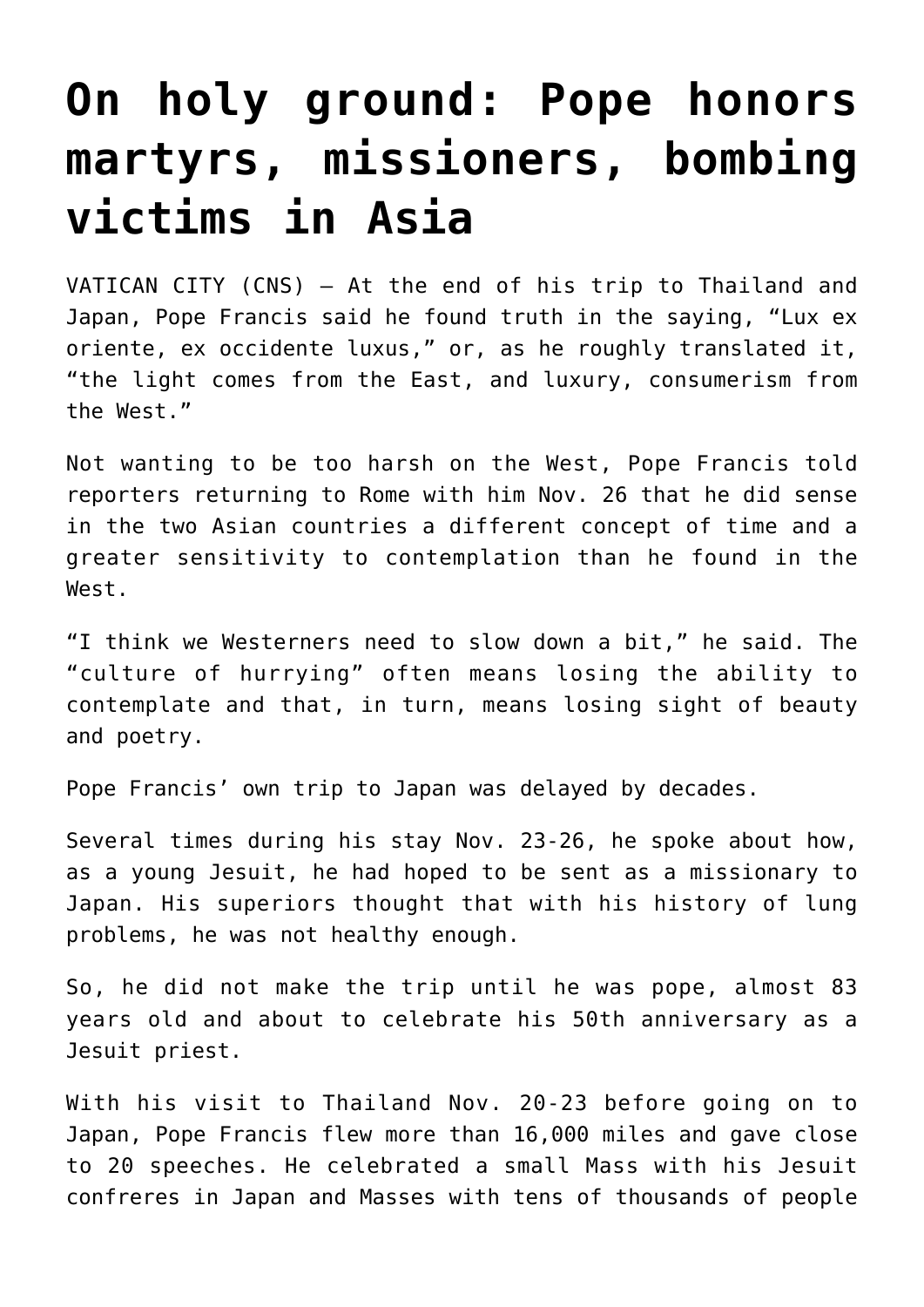# On holy ground: Pope honors martyrs, missioners, bombing victims in Asia

VATICAN CITY (CNS) — At the end of his trip to Thailand and Japan, Pope Francis said he found truth in the saying, "Lux ex oriente, ex occidente luxus," or, as he roughly translated it, "the light comes from the East, and luxury, consumerism from the West."

Not wanting to be too harsh on the West, Pope Francis told reporters returning to Rome with him Nov. 26 that he did sense in the two Asian countries a different concept of time and a greater sensitivity to contemplation than he found in the West.

"I think we Westerners need to slow down a bit," he said. The "culture of hurrying" often means losing the ability to contemplate and that, in turn, means losing sight of beauty and poetry.

Pope Francis' own trip to Japan was delayed by decades.

Several times during his stay Nov. 23-26, he spoke about how, as a young Jesuit, he had hoped to be sent as a missionary to Japan. His superiors thought that with his history of lung problems, he was not healthy enough.

So, he did not make the trip until he was pope, almost 83 years old and about to celebrate his 50th anniversary as a Jesuit priest.

With his visit to Thailand Nov. 20-23 before going on to Japan, Pope Francis flew more than 16,000 miles and gave close to 20 speeches. He celebrated a small Mass with his Jesuit confreres in Japan and Masses with tens of thousands of people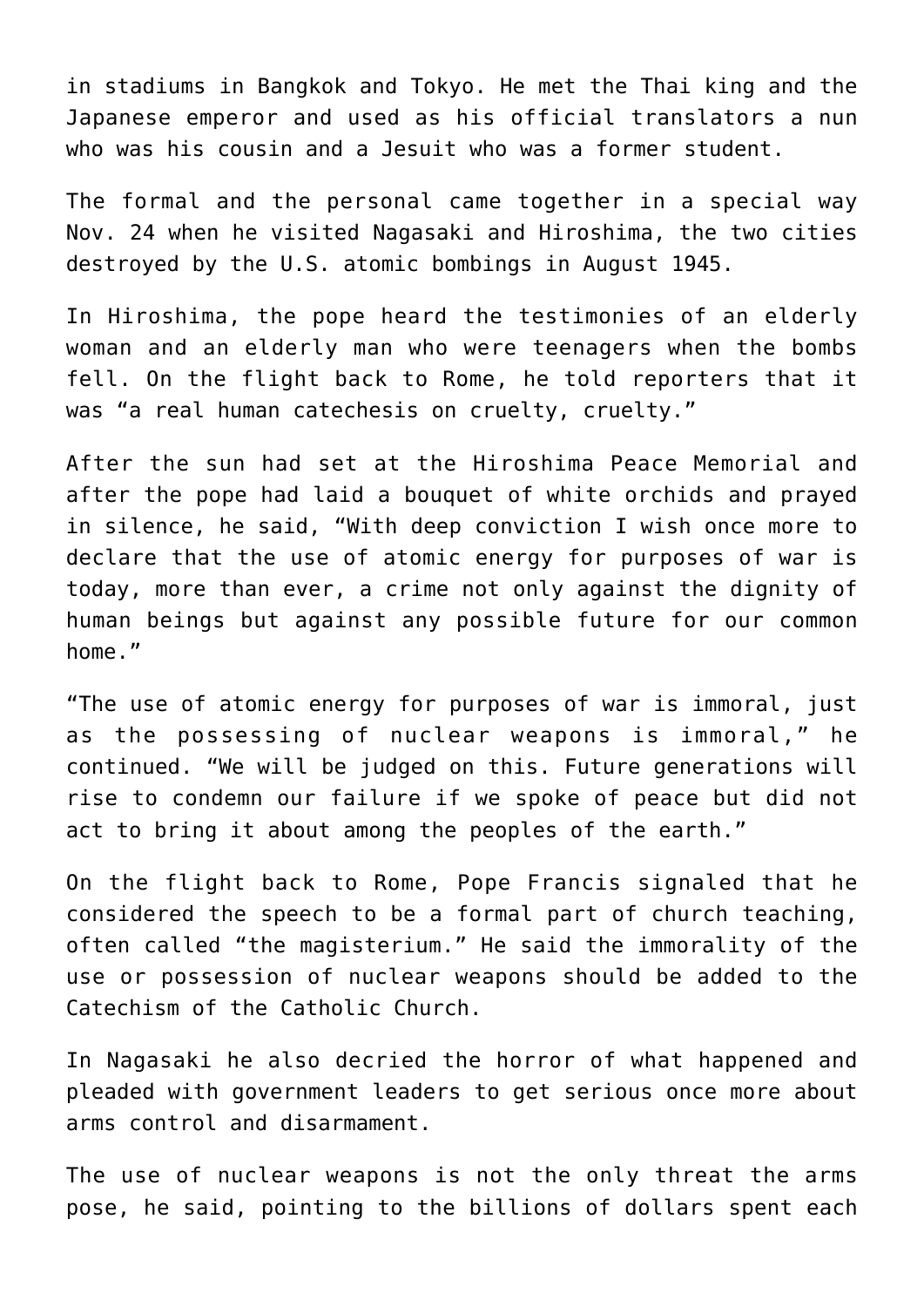in stadiums in Bangkok and Tokyo. He met the Thai king and the Japanese emperor and used as his official translators a nun who was his cousin and a Jesuit who was a former student.

The formal and the personal came together in a special way Nov. 24 when he visited Nagasaki and Hiroshima, the two cities destroyed by the U.S. atomic bombings in August 1945.

In Hiroshima, the pope heard the testimonies of an elderly woman and an elderly man who were teenagers when the bombs fell. On the flight back to Rome, he told reporters that it was "a real human catechesis on cruelty, cruelty."

After the sun had set at the Hiroshima Peace Memorial and after the pope had laid a bouquet of white orchids and prayed in silence, he said, "With deep conviction I wish once more to declare that the use of atomic energy for purposes of war is today, more than ever, a crime not only against the dignity of human beings but against any possible future for our common home."

"The use of atomic energy for purposes of war is immoral, just as the possessing of nuclear weapons is immoral," he continued. "We will be judged on this. Future generations will rise to condemn our failure if we spoke of peace but did not act to bring it about among the peoples of the earth."

On the flight back to Rome, Pope Francis signaled that he considered the speech to be a formal part of church teaching, often called "the magisterium." He said the immorality of the use or possession of nuclear weapons should be added to the Catechism of the Catholic Church.

In Nagasaki he also decried the horror of what happened and pleaded with government leaders to get serious once more about arms control and disarmament.

The use of nuclear weapons is not the only threat the arms pose, he said, pointing to the billions of dollars spent each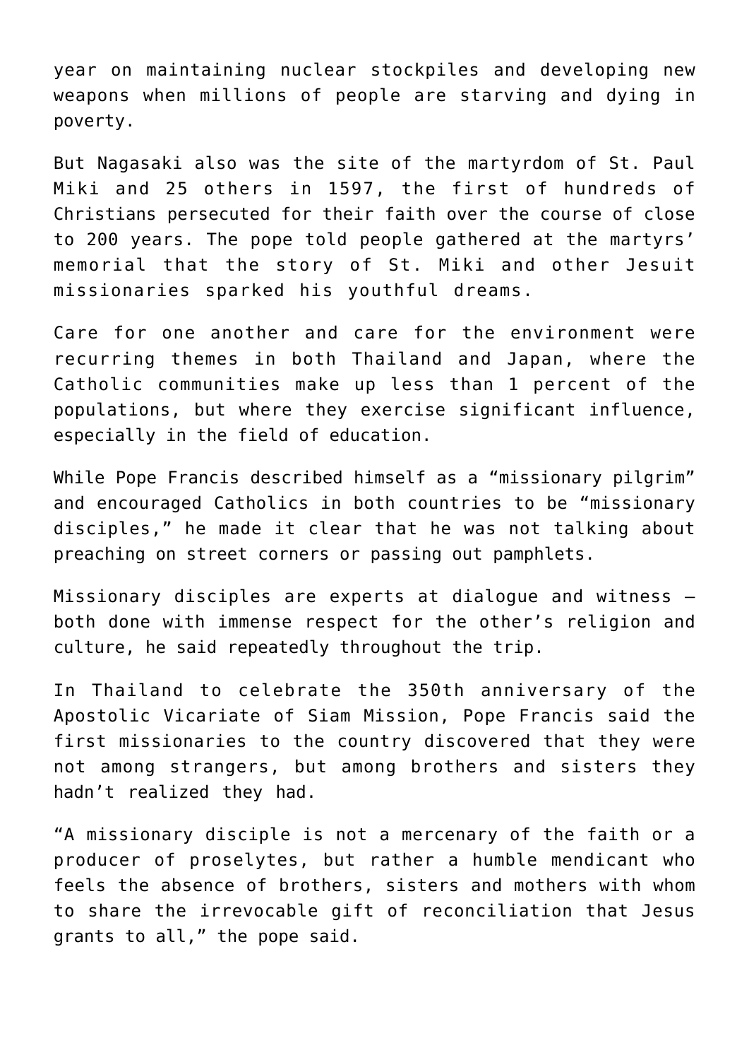year on maintaining nuclear stockpiles and developing new weapons when millions of people are starving and dying in poverty.

But Nagasaki also was the site of the martyrdom of St. Paul Miki and 25 others in 1597, the first of hundreds of Christians persecuted for their faith over the course of close to 200 years. The pope told people gathered at the martyrs' memorial that the story of St. Miki and other Jesuit missionaries sparked his youthful dreams.

Care for one another and care for the environment were recurring themes in both Thailand and Japan, where the Catholic communities make up less than 1 percent of the populations, but where they exercise significant influence, especially in the field of education.

While Pope Francis described himself as a "missionary pilgrim" and encouraged Catholics in both countries to be "missionary disciples," he made it clear that he was not talking about preaching on street corners or passing out pamphlets.

Missionary disciples are experts at dialogue and witness — both done with immense respect for the other's religion and culture, he said repeatedly throughout the trip.

In Thailand to celebrate the 350th anniversary of the Apostolic Vicariate of Siam Mission, Pope Francis said the first missionaries to the country discovered that they were not among strangers, but among brothers and sisters they hadn't realized they had.

"A missionary disciple is not a mercenary of the faith or a producer of proselytes, but rather a humble mendicant who feels the absence of brothers, sisters and mothers with whom to share the irrevocable gift of reconciliation that Jesus grants to all," the pope said.